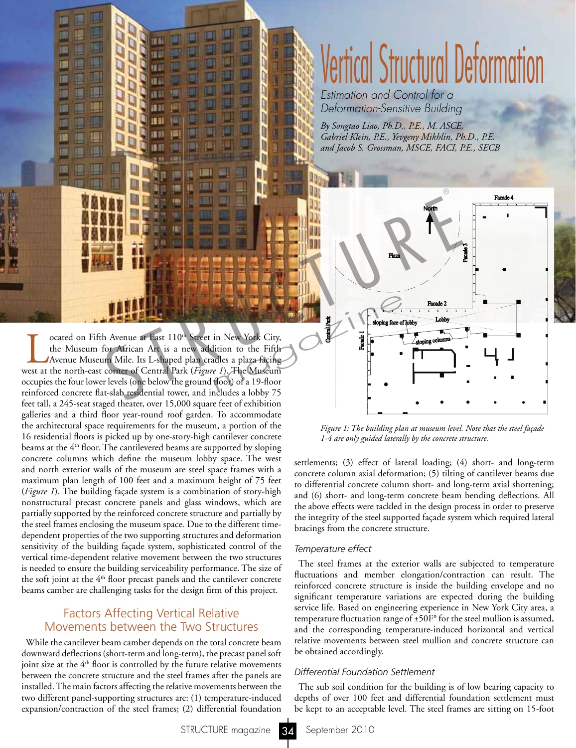# Vertical Structural Deformation

*Estimation and Control for a Deformation-Sensitive Building*

*By Songtao Liao, Ph.D., P.E., M. ASCE, Gabriel Klein, P.E., Yevgeny Mikhlin, Ph.D., P.E. and Jacob S. Grossman, MSCE, FACI, P.E., SECB*

Located on Fifth Avenue at East 110th Street in New York City, the Museum for African Art is a new addition to the Fifth Avenue Museum Mile. Its L-shaped plan cradles a plaza facing west at the north-east corner of Central Park (*Figure 1*). The Museum occupies the four lower levels (one below the ground floor) of a 19-floor reinforced concrete flat-slab residential tower, and includes a lobby 75 feet tall, a 245-seat staged theater, over 15,000 square feet of exhibition galleries and a third floor year-round roof garden. To accommodate the architectural space requirements for the museum, a portion of the 16 residential floors is picked up by one-story-high cantilever concrete beams at the 4th floor. The cantilevered beams are supported by sloping concrete columns which define the museum lobby space. The west and north exterior walls of the museum are steel space frames with a maximum plan length of 100 feet and a maximum height of 75 feet (*Figure 1*). The building façade system is a combination of story-high nonstructural precast concrete panels and glass windows, which are partially supported by the reinforced concrete structure and partially by the steel frames enclosing the museum space. Due to the different time-dependent properties of the two supporting structures and deformation sensitivity of the building façade system, sophisticated control of the vertical time-dependent relative movement between the two structures is needed to ensure the building serviceability performance. The size of the soft joint at the 4th floor precast panels and the cantilever concrete beams camber are challenging tasks for the design firm of this project.

*Figure 1: The building plan at museum level. Note that the steel façade 1-4 are only guided laterally by the concrete structure.*

## Factors Affecting Vertical Relative Movements between the Two Structures

While the cantilever beam camber depends on the total concrete beam downward deflections (short-term and long-term), the precast panel soft joint size at the 4th floor is controlled by the future relative movements between the concrete structure and the steel frames after the panels are installed. The main factors affecting the relative movements between the two different panel-supporting structures are: (1) temperature-induced expansion/contraction of the steel frames; (2) differential foundation settlements; (3) effect of lateral loading; (4) short- and long-term concrete column axial deformation; (5) tilting of cantilever beams due to differential concrete column short- and long-term axial shortening; and (6) short- and long-term concrete beam bending deflections. All the above effects were tackled in the design process in order to preserve the integrity of the steel supported façade system which required lateral bracings from the concrete structure.

### *Temperature effect*

The steel frames at the exterior walls are subjected to temperature fluctuations and member elongation/contraction can result. The reinforced concrete structure is inside the building envelope and no significant temperature variations are expected during the building service life. Based on engineering experience in New York City area, a temperature fluctuation range of ±50F° for the steel mullion is assumed, and the corresponding temperature-induced horizontal and vertical relative movements between steel mullion and concrete structure can be obtained accordingly.

### *Differential Foundation Settlement*

The sub soil condition for the building is of low bearing capacity to depths of over 100 feet and differential foundation settlement must be kept to an acceptable level. The steel frames are sitting on 15-foot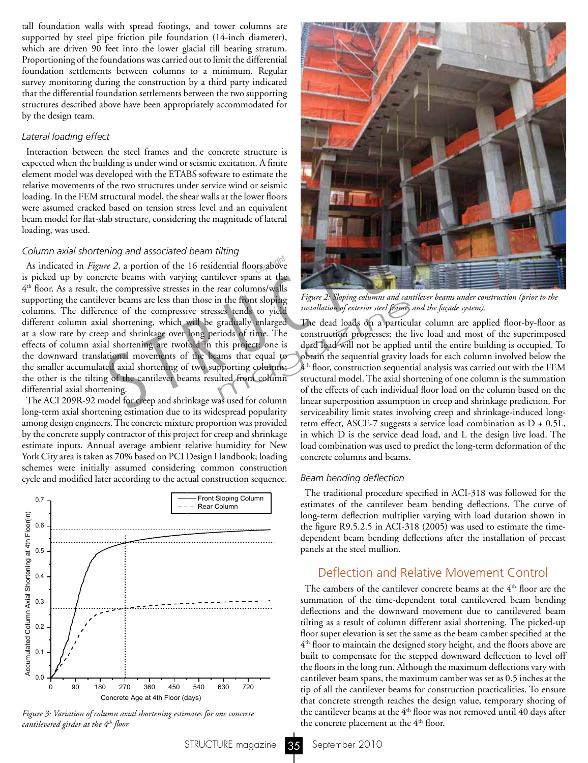tall foundation walls with spread footings, and tower columns are supported by steel pipe friction pile foundation (14-inch diameter), which are driven 90 feet into the lower glacial till bearing stratum. Proportioning of the foundations was carried out to limit the differential foundation settlements between columns to a minimum. Regular survey monitoring during the construction by a third party indicated that the differential foundation settlements between the two supporting structures described above have been appropriately accommodated for by the design team.

### *Lateral loading effect*

Interaction between the steel frames and the concrete structure is expected when the building is under wind or seismic excitation. A finite element model was developed with the ETABS software to estimate the relative movements of the two structures under service wind or seismic loading. In the FEM structural model, the shear walls at the lower floors were assumed cracked based on tension stress level and an equivalent beam model for flat-slab structure, considering the magnitude of lateral loading, was used.

### *Column axial shortening and associated beam tilting*

As indicated in *Figure 2*, a portion of the 16 residential floors above is picked up by concrete beams with varying cantilever spans at the 4th floor. As a result, the compressive stresses in the rear columns/walls supporting the cantilever beams are less than those in the front sloping columns. The difference of the compressive stresses tends to yield different column axial shortening, which will be gradually enlarged at a slow rate by creep and shrinkage over long periods of time. The effects of column axial shortening are twofold in this project: one is the downward translational movements of the beams that equal to the smaller accumulated axial shortening of two supporting columns; the other is the tilting of the cantilever beams resulted from column differential axial shortening.

The ACI 209R-92 model for creep and shrinkage was used for column long-term axial shortening estimation due to its widespread popularity among design engineers. The concrete mixture proportion was provided by the concrete supply contractor of this project for creep and shrinkage estimate inputs. Annual average ambient relative humidity for New York City area is taken as 70% based on PCI Design Handbook; loading schemes were initially assumed considering common construction cycle and modified later according to the actual construction sequence.

*Figure 3: Variation of column axial shortening estimates for one concrete cantilevered girder at the 4th floor.*

*Figure 2: Sloping columns and cantilever beams under construction (prior to the installation of exterior steel frames and the façade system).*

The dead loads on a particular column are applied floor-by-floor as construction progresses; the live load and most of the superimposed dead load will not be applied until the entire building is occupied. To obtain the sequential gravity loads for each column involved below the 4th floor, construction sequential analysis was carried out with the FEM structural model. The axial shortening of one column is the summation of the effects of each individual floor load on the column based on the linear superposition assumption in creep and shrinkage prediction. For serviceability limit states involving creep and shrinkage-induced long-term effect, ASCE-7 suggests a service load combination as D + 0.5L, in which D is the service dead load, and L the design live load. The load combination was used to predict the long-term deformation of the concrete columns and beams.

### *Beam bending deflection*

The traditional procedure specified in ACI-318 was followed for the estimates of the cantilever beam bending deflections. The curve of long-term deflection multiplier varying with load duration shown in the figure R9.5.2.5 in ACI-318 (2005) was used to estimate the time-dependent beam bending deflections after the installation of precast panels at the steel mullion.

## Deflection and Relative Movement Control

The cambers of the cantilever concrete beams at the 4th floor are the summation of the time-dependent total cantilevered beam bending deflections and the downward movement due to cantilevered beam tilting as a result of column different axial shortening. The picked-up floor super elevation is set the same as the beam camber specified at the 4th floor to maintain the designed story height, and the floors above are built to compensate for the stepped downward deflection to level off the floors in the long run. Although the maximum deflections vary with cantilever beam spans, the maximum camber was set as 0.5 inches at the tip of all the cantilever beams for construction practicalities. To ensure that concrete strength reaches the design value, temporary shoring of the cantilever beams at the 4th floor was not removed until 40 days after the concrete placement at the 4th floor.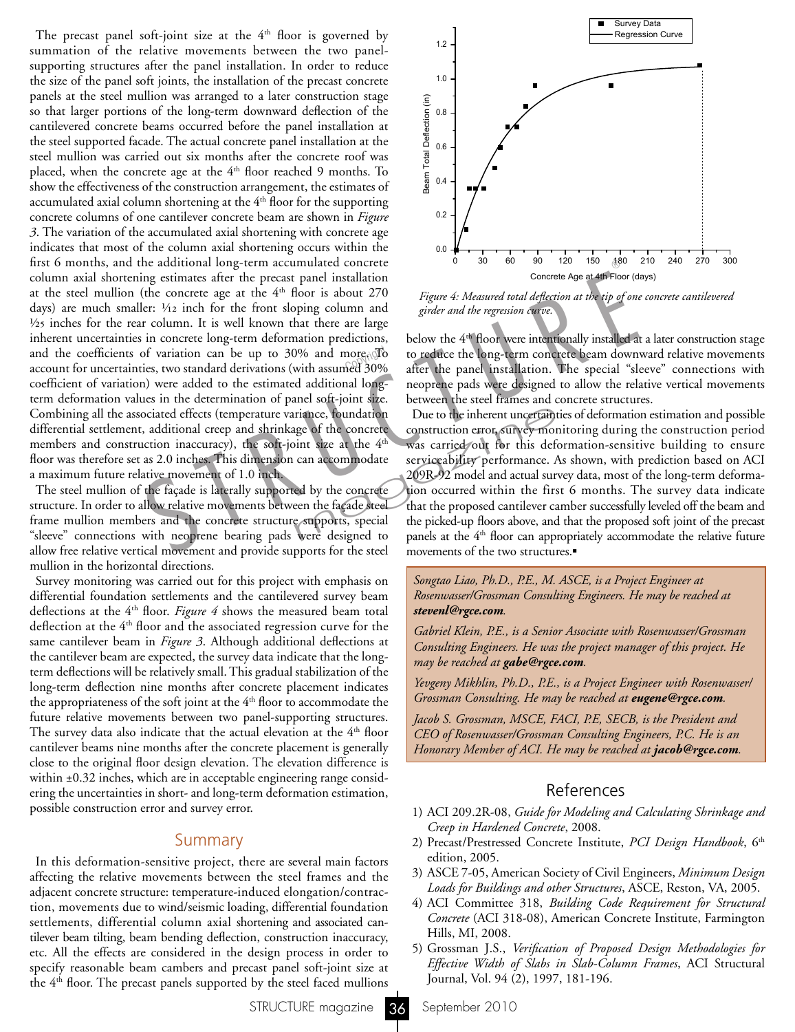The precast panel soft-joint size at the 4th floor is governed by summation of the relative movements between the two panel-supporting structures after the panel installation. In order to reduce the size of the panel soft joints, the installation of the precast concrete panels at the steel mullion was arranged to a later construction stage so that larger portions of the long-term downward deflection of the cantilevered concrete beams occurred before the panel installation at the steel supported facade. The actual concrete panel installation at the steel mullion was carried out six months after the concrete roof was placed, when the concrete age at the 4th floor reached 9 months. To show the effectiveness of the construction arrangement, the estimates of accumulated axial column shortening at the 4th floor for the supporting concrete columns of one cantilever concrete beam are shown in *Figure 3*. The variation of the accumulated axial shortening with concrete age indicates that most of the column axial shortening occurs within the first 6 months, and the additional long-term accumulated concrete column axial shortening estimates after the precast panel installation at the steel mullion (the concrete age at the 4th floor is about 270 days) are much smaller: 1⁄12 inch for the front sloping column and 1⁄25 inches for the rear column. It is well known that there are large inherent uncertainties in concrete long-term deformation predictions, and the coefficients of variation can be up to 30% and more. To account for uncertainties, two standard derivations (with assumed 30% coefficient of variation) were added to the estimated additional long-term deformation values in the determination of panel soft-joint size. Combining all the associated effects (temperature variance, foundation differential settlement, additional creep and shrinkage of the concrete members and construction inaccuracy), the soft-joint size at the 4th floor was therefore set as 2.0 inches. This dimension can accommodate a maximum future relative movement of 1.0 inch.

The steel mullion of the façade is laterally supported by the concrete structure. In order to allow relative movements between the façade steel frame mullion members and the concrete structure supports, special "sleeve" connections with neoprene bearing pads were designed to allow free relative vertical movement and provide supports for the steel mullion in the horizontal directions.

Survey monitoring was carried out for this project with emphasis on differential foundation settlements and the cantilevered survey beam deflections at the 4th floor. *Figure 4* shows the measured beam total deflection at the 4th floor and the associated regression curve for the same cantilever beam in *Figure 3*. Although additional deflections at the cantilever beam are expected, the survey data indicate that the long-term deflections will be relatively small. This gradual stabilization of the long-term deflection nine months after concrete placement indicates the appropriateness of the soft joint at the 4th floor to accommodate the future relative movements between two panel-supporting structures. The survey data also indicate that the actual elevation at the 4th floor cantilever beams nine months after the concrete placement is generally close to the original floor design elevation. The elevation difference is within ±0.32 inches, which are in acceptable engineering range considering the uncertainties in short- and long-term deformation estimation, possible construction error and survey error.

## Summary

In this deformation-sensitive project, there are several main factors affecting the relative movements between the steel frames and the adjacent concrete structure: temperature-induced elongation/contraction, movements due to wind/seismic loading, differential foundation settlements, differential column axial shortening and associated cantilever beam tilting, beam bending deflection, construction inaccuracy, etc. All the effects are considered in the design process in order to specify reasonable beam cambers and precast panel soft-joint size at the 4th floor. The precast panels supported by the steel faced mullions below the 4th floor were intentionally installed at a later construction stage to reduce the long-term concrete beam downward relative movements after the panel installation. The special "sleeve" connections with neoprene pads were designed to allow the relative vertical movements between the steel frames and concrete structures.

Due to the inherent uncertainties of deformation estimation and possible construction error, survey monitoring during the construction period was carried out for this deformation-sensitive building to ensure serviceability performance. As shown, with prediction based on ACI 209R-92 model and actual survey data, most of the long-term deformation occurred within the first 6 months. The survey data indicate that the proposed cantilever camber successfully leveled off the beam and the picked-up floors above, and that the proposed soft joint of the precast panels at the 4th floor can appropriately accommodate the relative future movements of the two structures.▪

Survey Data
Regression Curve
Beam Total Deflection (in)
0.0
0.2
0.4
0.6
0.8
1.0
1.2
0
30
60
90
120
150
180
210
240
270
300
Concrete Age at 4th Floor (days)

*Figure 4: Measured total deflection at the tip of one concrete cantilevered girder and the regression curve.*

*Songtao Liao, Ph.D., P.E., M. ASCE, is a Project Engineer at Rosenwasser/Grossman Consulting Engineers. He may be reached at* ***stevenl@rgce.com****.*

*Gabriel Klein, P.E., is a Senior Associate with Rosenwasser/Grossman Consulting Engineers. He was the project manager of this project. He may be reached at* ***gabe@rgce.com****.*

*Yevgeny Mikhlin, Ph.D., P.E., is a Project Engineer with Rosenwasser/Grossman Consulting. He may be reached at* ***eugene@rgce.com****.*

*Jacob S. Grossman, MSCE, FACI, P.E, SECB, is the President and CEO of Rosenwasser/Grossman Consulting Engineers, P.C. He is an Honorary Member of ACI. He may be reached at* ***jacob@rgce.com****.*

## References

1) ACI 209.2R-08, *Guide for Modeling and Calculating Shrinkage and Creep in Hardened Concrete*, 2008.
2) Precast/Prestressed Concrete Institute, *PCI Design Handbook*, 6th edition, 2005.
3) ASCE 7-05, American Society of Civil Engineers, *Minimum Design Loads for Buildings and other Structures*, ASCE, Reston, VA, 2005.
4) ACI Committee 318, *Building Code Requirement for Structural Concrete* (ACI 318-08), American Concrete Institute, Farmington Hills, MI, 2008.
5) Grossman J.S., *Verification of Proposed Design Methodologies for Effective Width of Slabs in Slab-Column Frames*, ACI Structural Journal, Vol. 94 (2), 1997, 181-196.